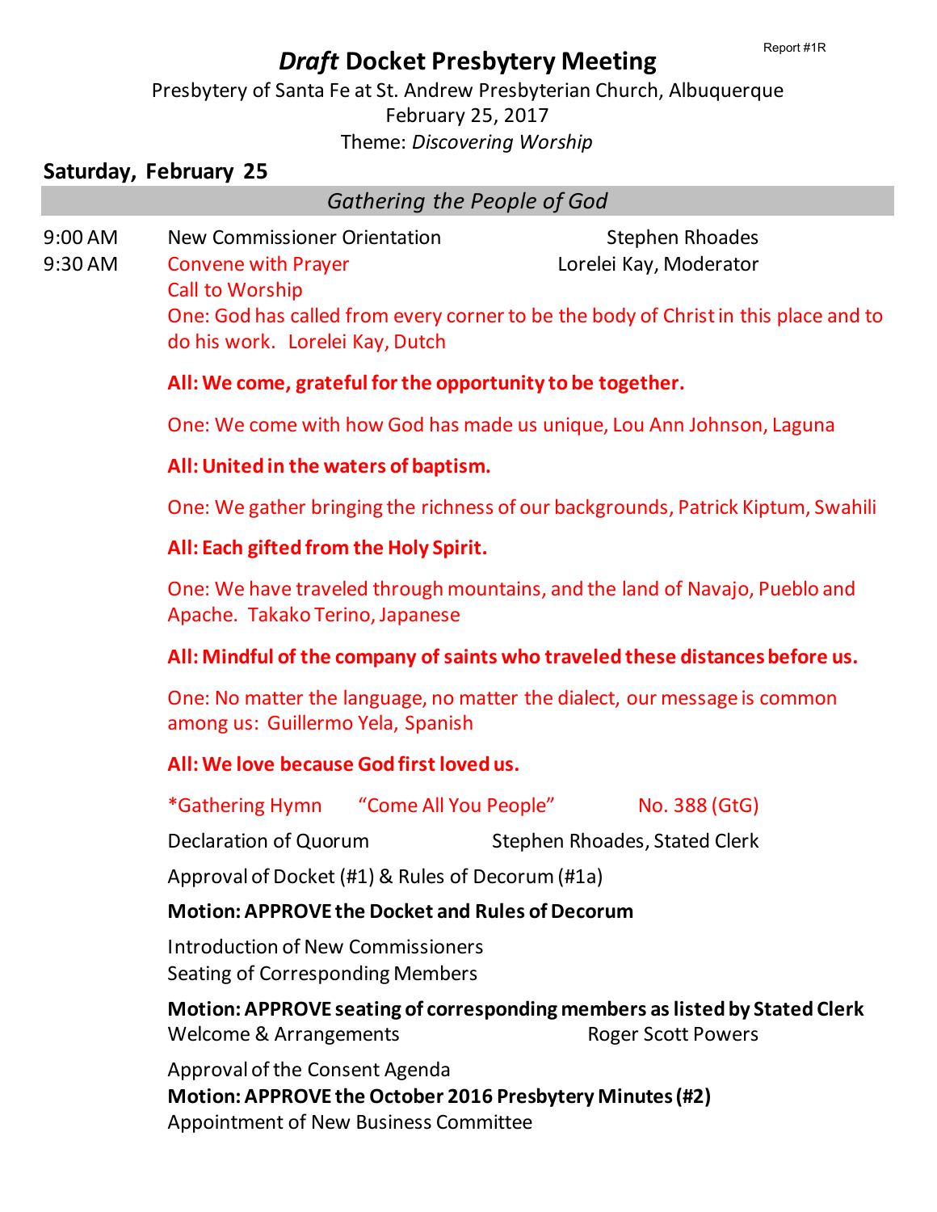Report #1R

# *Draft* Docket Presbytery Meeting

Presbytery of Santa Fe at St. Andrew Presbyterian Church, Albuquerque
February 25, 2017
Theme: *Discovering Worship*

## Saturday, February 25

### *Gathering the People of God*

9:00 AM New Commissioner Orientation — Stephen Rhoades

9:30 AM Convene with Prayer — Lorelei Kay, Moderator

Call to Worship

One: God has called from every corner to be the body of Christ in this place and to do his work. Lorelei Kay, Dutch

**All: We come, grateful for the opportunity to be together.**

One: We come with how God has made us unique, Lou Ann Johnson, Laguna

**All: United in the waters of baptism.**

One: We gather bringing the richness of our backgrounds, Patrick Kiptum, Swahili

**All: Each gifted from the Holy Spirit.**

One: We have traveled through mountains, and the land of Navajo, Pueblo and Apache. Takako Terino, Japanese

**All: Mindful of the company of saints who traveled these distances before us.**

One: No matter the language, no matter the dialect, our message is common among us: Guillermo Yela, Spanish

**All: We love because God first loved us.**

*Gathering Hymn "Come All You People" No. 388 (GtG)

Declaration of Quorum — Stephen Rhoades, Stated Clerk

Approval of Docket (#1) & Rules of Decorum (#1a)

**Motion: APPROVE the Docket and Rules of Decorum**

Introduction of New Commissioners
Seating of Corresponding Members

**Motion: APPROVE seating of corresponding members as listed by Stated Clerk**

Welcome & Arrangements — Roger Scott Powers

Approval of the Consent Agenda

**Motion: APPROVE the October 2016 Presbytery Minutes (#2)**

Appointment of New Business Committee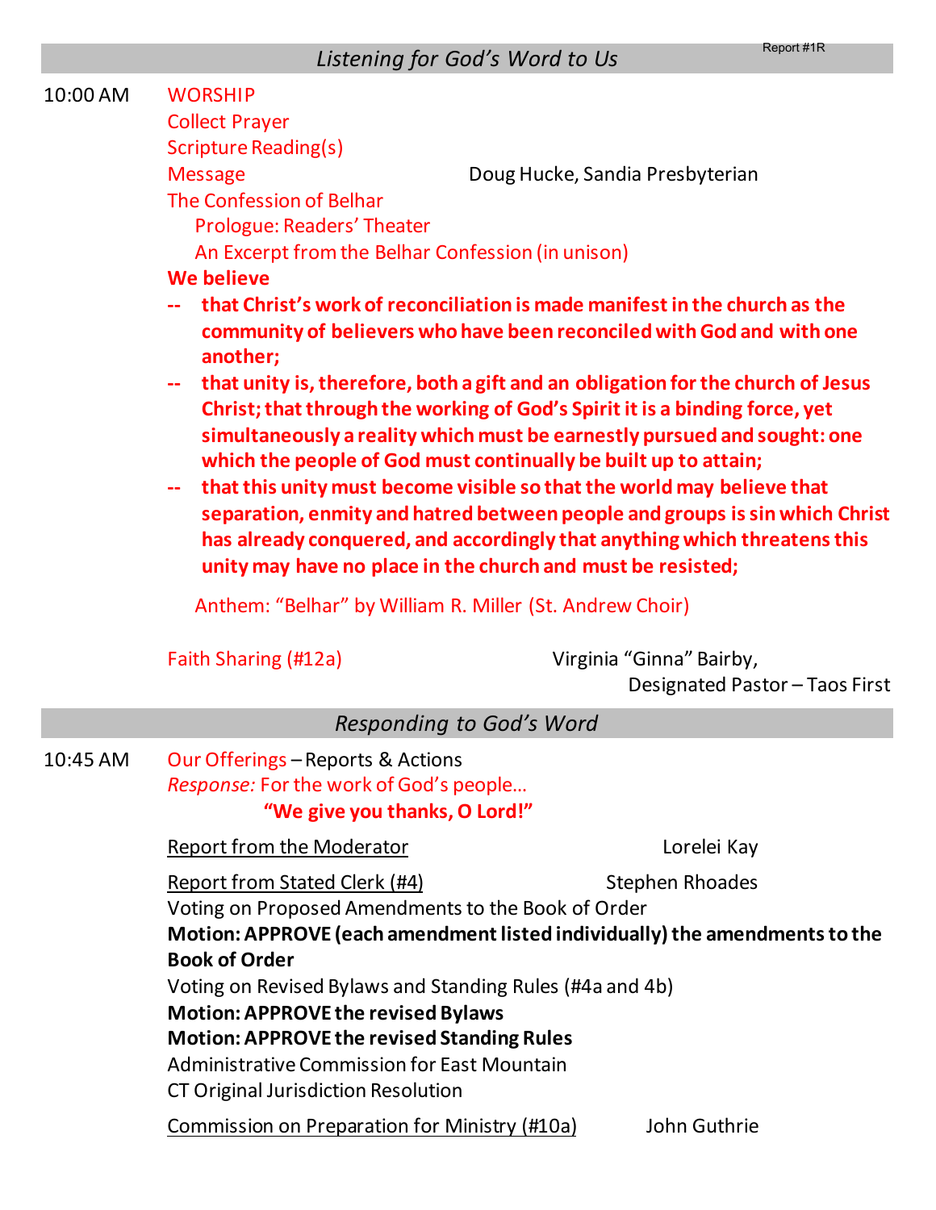Report #1R

## *Listening for God's Word to Us*

10:00 AM WORSHIP

Collect Prayer

Scripture Reading(s)

Message — Doug Hucke, Sandia Presbyterian

The Confession of Belhar

Prologue: Readers' Theater

An Excerpt from the Belhar Confession (in unison)

**We believe**

**-- that Christ's work of reconciliation is made manifest in the church as the community of believers who have been reconciled with God and with one another;**

**-- that unity is, therefore, both a gift and an obligation for the church of Jesus Christ; that through the working of God's Spirit it is a binding force, yet simultaneously a reality which must be earnestly pursued and sought: one which the people of God must continually be built up to attain;**

**-- that this unity must become visible so that the world may believe that separation, enmity and hatred between people and groups is sin which Christ has already conquered, and accordingly that anything which threatens this unity may have no place in the church and must be resisted;**

Anthem: "Belhar" by William R. Miller (St. Andrew Choir)

Faith Sharing (#12a) — Virginia "Ginna" Bairby, Designated Pastor – Taos First

## *Responding to God's Word*

10:45 AM Our Offerings – Reports & Actions

*Response:* For the work of God's people…

**"We give you thanks, O Lord!"**

Report from the Moderator — Lorelei Kay

Report from Stated Clerk (#4) — Stephen Rhoades

Voting on Proposed Amendments to the Book of Order

**Motion: APPROVE (each amendment listed individually) the amendments to the Book of Order**

Voting on Revised Bylaws and Standing Rules (#4a and 4b)

**Motion: APPROVE the revised Bylaws**

**Motion: APPROVE the revised Standing Rules**

Administrative Commission for East Mountain

CT Original Jurisdiction Resolution

Commission on Preparation for Ministry (#10a) — John Guthrie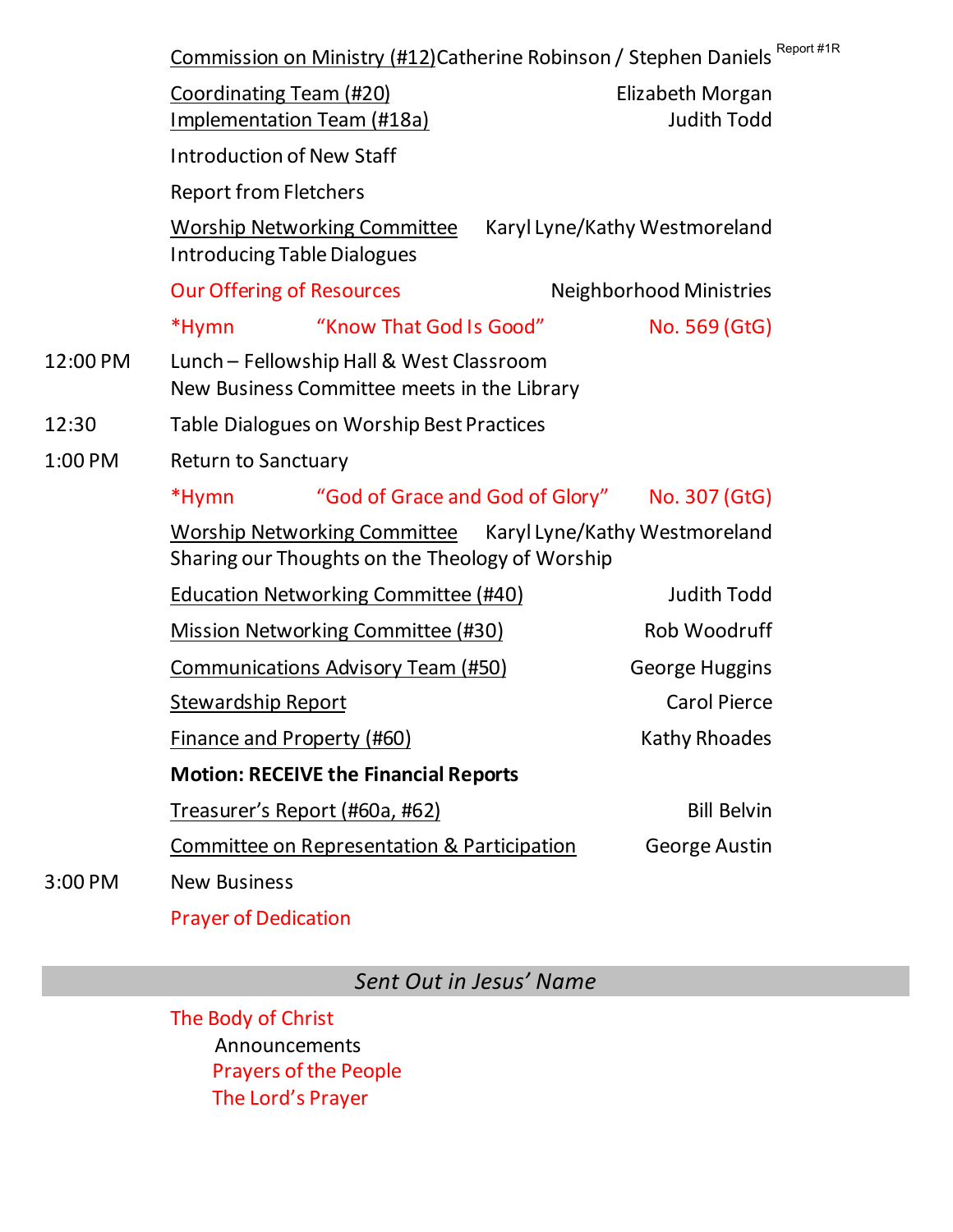Commission on Ministry (#12) Catherine Robinson / Stephen Daniels Report #1R

Coordinating Team (#20) Elizabeth Morgan
Implementation Team (#18a) Judith Todd

Introduction of New Staff

Report from Fletchers

Worship Networking Committee Karyl Lyne/Kathy Westmoreland
Introducing Table Dialogues

Our Offering of Resources Neighborhood Ministries

*Hymn "Know That God Is Good" No. 569 (GtG)

12:00 PM Lunch – Fellowship Hall & West Classroom
New Business Committee meets in the Library

12:30 Table Dialogues on Worship Best Practices

1:00 PM Return to Sanctuary

*Hymn "God of Grace and God of Glory" No. 307 (GtG)

Worship Networking Committee Karyl Lyne/Kathy Westmoreland
Sharing our Thoughts on the Theology of Worship

Education Networking Committee (#40) Judith Todd

Mission Networking Committee (#30) Rob Woodruff

Communications Advisory Team (#50) George Huggins

Stewardship Report Carol Pierce

Finance and Property (#60) Kathy Rhoades

**Motion: RECEIVE the Financial Reports**

Treasurer's Report (#60a, #62) Bill Belvin

Committee on Representation & Participation George Austin

3:00 PM New Business

Prayer of Dedication

## *Sent Out in Jesus' Name*

The Body of Christ
- Announcements
- Prayers of the People
- The Lord's Prayer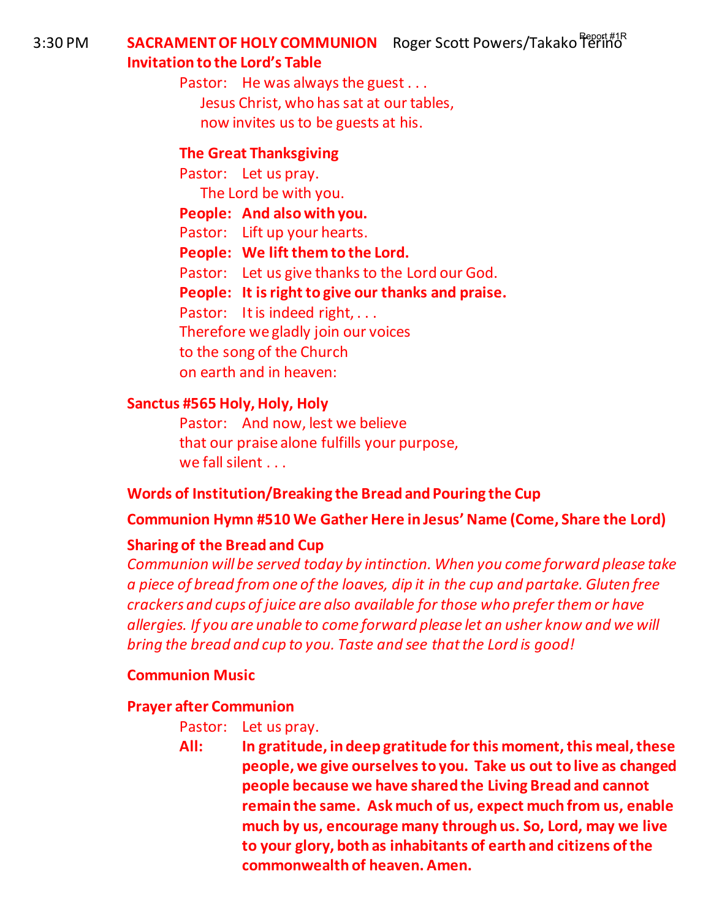3:30 PM **SACRAMENT OF HOLY COMMUNION** Roger Scott Powers/Takako Terino Report #1R

**Invitation to the Lord's Table**

Pastor: He was always the guest . . .
Jesus Christ, who has sat at our tables,
now invites us to be guests at his.

**The Great Thanksgiving**

Pastor: Let us pray.
The Lord be with you.

**People: And also with you.**

Pastor: Lift up your hearts.

**People: We lift them to the Lord.**

Pastor: Let us give thanks to the Lord our God.

**People: It is right to give our thanks and praise.**

Pastor: It is indeed right, . . .
Therefore we gladly join our voices
to the song of the Church
on earth and in heaven:

**Sanctus #565 Holy, Holy, Holy**

Pastor: And now, lest we believe
that our praise alone fulfills your purpose,
we fall silent . . .

**Words of Institution/Breaking the Bread and Pouring the Cup**

**Communion Hymn #510 We Gather Here in Jesus' Name (Come, Share the Lord)**

**Sharing of the Bread and Cup**

*Communion will be served today by intinction. When you come forward please take a piece of bread from one of the loaves, dip it in the cup and partake. Gluten free crackers and cups of juice are also available for those who prefer them or have allergies. If you are unable to come forward please let an usher know and we will bring the bread and cup to you. Taste and see that the Lord is good!*

**Communion Music**

**Prayer after Communion**

Pastor: Let us pray.

**All: In gratitude, in deep gratitude for this moment, this meal, these people, we give ourselves to you. Take us out to live as changed people because we have shared the Living Bread and cannot remain the same. Ask much of us, expect much from us, enable much by us, encourage many through us. So, Lord, may we live to your glory, both as inhabitants of earth and citizens of the commonwealth of heaven. Amen.**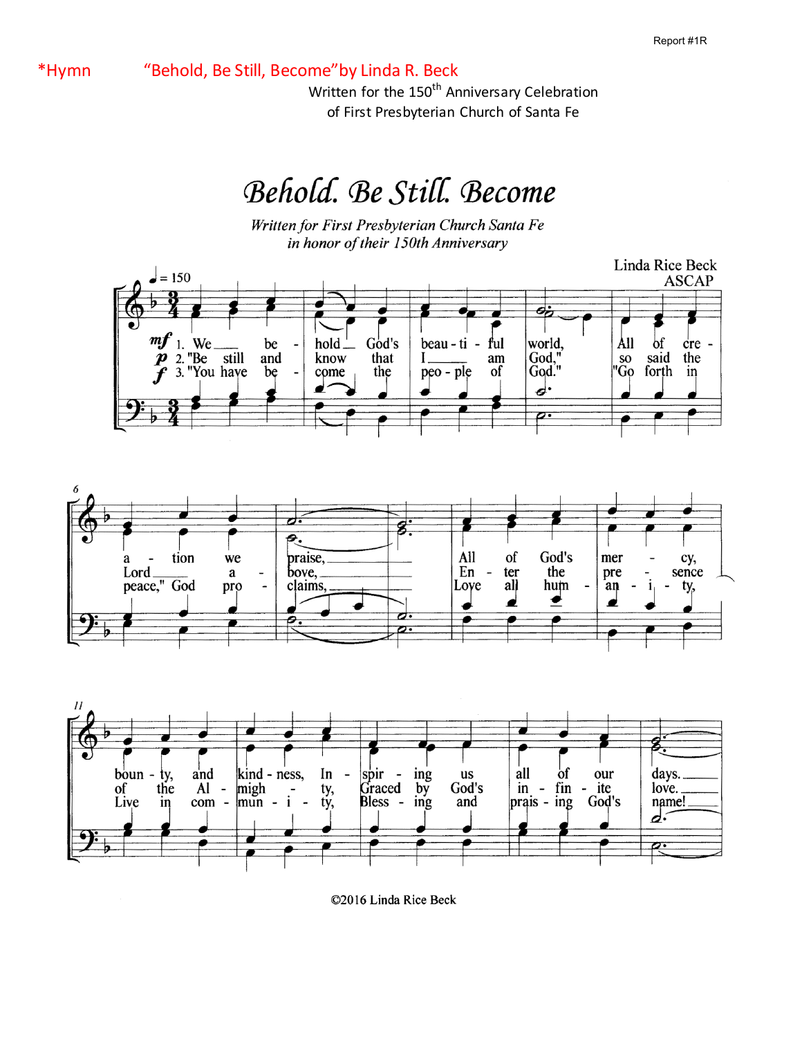*Hymn "Behold, Be Still, Become" by Linda R. Beck

Written for the 150th Anniversary Celebration
of First Presbyterian Church of Santa Fe

# Behold. Be Still. Become

*Written for First Presbyterian Church Santa Fe*
*in honor of their 150th Anniversary*

Linda Rice Beck
ASCAP

♩ = 150

1. We behold God's beautiful world, All of creation we praise, All of God's mercy, bounty, and kindness, Inspiring us all of our days.
2. "Be still and know that I am God," so said the Lord above, Enter the presence of the Almighty, Graced by God's infinite love.
3. "You have become the people of God." "Go forth in peace," God proclaims, Love all humanity, Live in community, Blessing and praising God's name!

©2016 Linda Rice Beck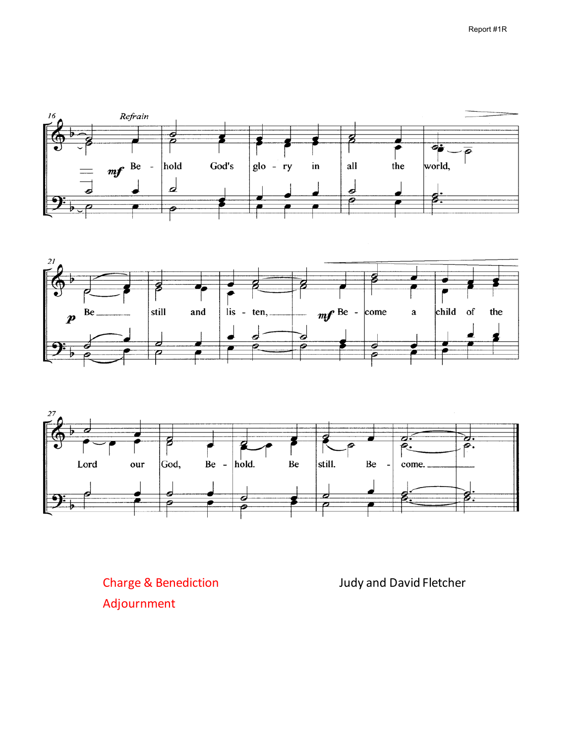Refrain

Behold God's glory in all the world,
Be still and listen,
Become a child of the Lord our God,
Behold. Be still. Become.

Charge & Benediction

Adjournment

Judy and David Fletcher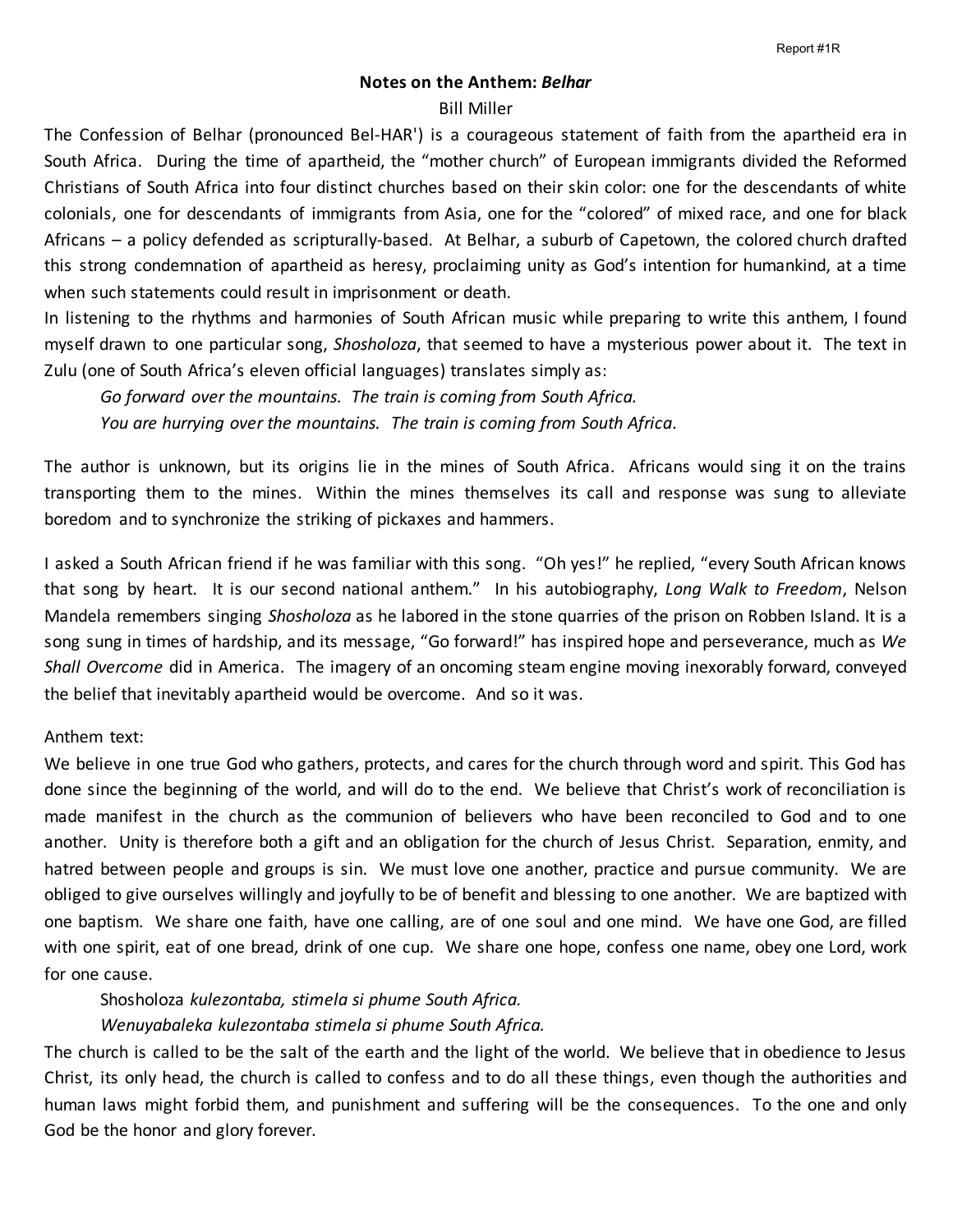Report #1R

**Notes on the Anthem: *Belhar***

Bill Miller

The Confession of Belhar (pronounced Bel-HAR') is a courageous statement of faith from the apartheid era in South Africa. During the time of apartheid, the "mother church" of European immigrants divided the Reformed Christians of South Africa into four distinct churches based on their skin color: one for the descendants of white colonials, one for descendants of immigrants from Asia, one for the "colored" of mixed race, and one for black Africans – a policy defended as scripturally-based. At Belhar, a suburb of Capetown, the colored church drafted this strong condemnation of apartheid as heresy, proclaiming unity as God's intention for humankind, at a time when such statements could result in imprisonment or death.

In listening to the rhythms and harmonies of South African music while preparing to write this anthem, I found myself drawn to one particular song, *Shosholoza*, that seemed to have a mysterious power about it. The text in Zulu (one of South Africa's eleven official languages) translates simply as:

> *Go forward over the mountains. The train is coming from South Africa.*
> *You are hurrying over the mountains. The train is coming from South Africa*.

The author is unknown, but its origins lie in the mines of South Africa. Africans would sing it on the trains transporting them to the mines. Within the mines themselves its call and response was sung to alleviate boredom and to synchronize the striking of pickaxes and hammers.

I asked a South African friend if he was familiar with this song. "Oh yes!" he replied, "every South African knows that song by heart. It is our second national anthem." In his autobiography, *Long Walk to Freedom*, Nelson Mandela remembers singing *Shosholoza* as he labored in the stone quarries of the prison on Robben Island. It is a song sung in times of hardship, and its message, "Go forward!" has inspired hope and perseverance, much as *We Shall Overcome* did in America. The imagery of an oncoming steam engine moving inexorably forward, conveyed the belief that inevitably apartheid would be overcome. And so it was.

Anthem text:

We believe in one true God who gathers, protects, and cares for the church through word and spirit. This God has done since the beginning of the world, and will do to the end. We believe that Christ's work of reconciliation is made manifest in the church as the communion of believers who have been reconciled to God and to one another. Unity is therefore both a gift and an obligation for the church of Jesus Christ. Separation, enmity, and hatred between people and groups is sin. We must love one another, practice and pursue community. We are obliged to give ourselves willingly and joyfully to be of benefit and blessing to one another. We are baptized with one baptism. We share one faith, have one calling, are of one soul and one mind. We have one God, are filled with one spirit, eat of one bread, drink of one cup. We share one hope, confess one name, obey one Lord, work for one cause.

> Shosholoza *kulezontaba, stimela si phume South Africa.*
> *Wenuyabaleka kulezontaba stimela si phume South Africa.*

The church is called to be the salt of the earth and the light of the world. We believe that in obedience to Jesus Christ, its only head, the church is called to confess and to do all these things, even though the authorities and human laws might forbid them, and punishment and suffering will be the consequences. To the one and only God be the honor and glory forever.